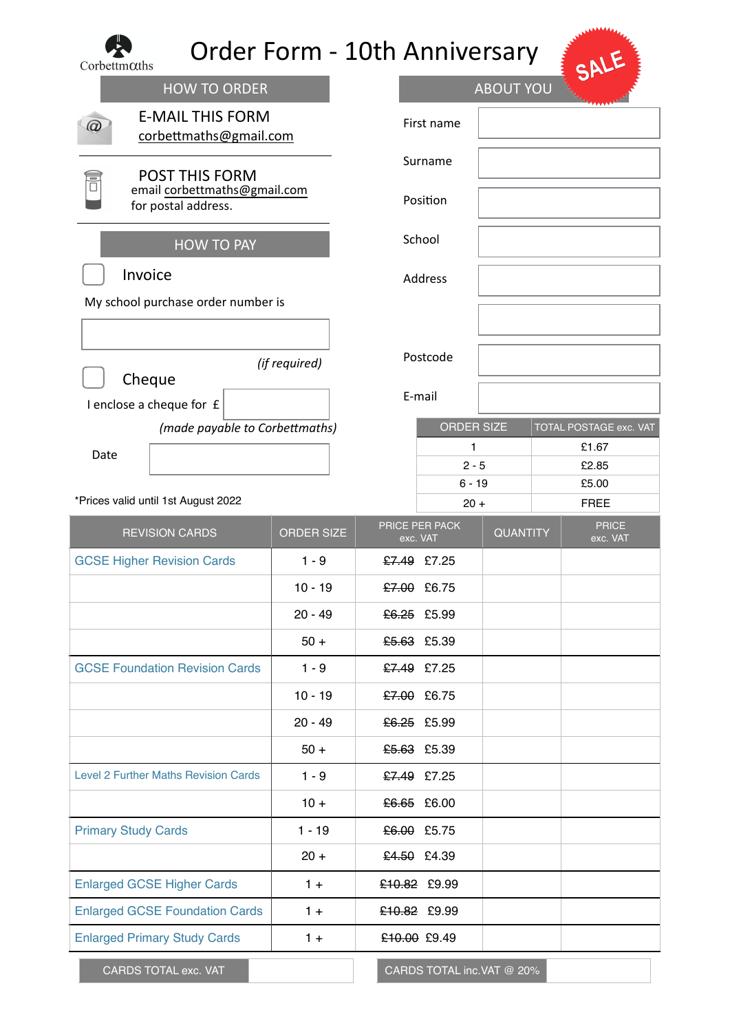Corbettmaths

# Order Form - 10th Anniversary

SALE

## HOW TO ORDER

**E-MAIL THIS FORM**
corbettmaths@gmail.com

**POST THIS FORM**
email corbettmaths@gmail.com
for postal address.

## HOW TO PAY

☐ Invoice

My school purchase order number is

_______________________

*(if required)*

☐ Cheque

I enclose a cheque for £ ________

*(made payable to Corbettmaths)*

Date ________

*Prices valid until 1st August 2022

## ABOUT YOU

First name ________

Surname ________

Position ________

School ________

Address ________

________

Postcode ________

E-mail ________

| ORDER SIZE | TOTAL POSTAGE exc. VAT |
|---|---|
| 1 | £1.67 |
| 2 - 5 | £2.85 |
| 6 - 19 | £5.00 |
| 20 + | FREE |

| REVISION CARDS | ORDER SIZE | PRICE PER PACK exc. VAT | QUANTITY | PRICE exc. VAT |
|---|---|---|---|---|
| GCSE Higher Revision Cards | 1 - 9 | ~~£7.49~~ £7.25 | | |
| | 10 - 19 | ~~£7.00~~ £6.75 | | |
| | 20 - 49 | ~~£6.25~~ £5.99 | | |
| | 50 + | ~~£5.63~~ £5.39 | | |
| GCSE Foundation Revision Cards | 1 - 9 | ~~£7.49~~ £7.25 | | |
| | 10 - 19 | ~~£7.00~~ £6.75 | | |
| | 20 - 49 | ~~£6.25~~ £5.99 | | |
| | 50 + | ~~£5.63~~ £5.39 | | |
| Level 2 Further Maths Revision Cards | 1 - 9 | ~~£7.49~~ £7.25 | | |
| | 10 + | ~~£6.65~~ £6.00 | | |
| Primary Study Cards | 1 - 19 | ~~£6.00~~ £5.75 | | |
| | 20 + | ~~£4.50~~ £4.39 | | |
| Enlarged GCSE Higher Cards | 1 + | ~~£10.82~~ £9.99 | | |
| Enlarged GCSE Foundation Cards | 1 + | ~~£10.82~~ £9.99 | | |
| Enlarged Primary Study Cards | 1 + | ~~£10.00~~ £9.49 | | |

| CARDS TOTAL exc. VAT | | CARDS TOTAL inc.VAT @ 20% | |
|---|---|---|---|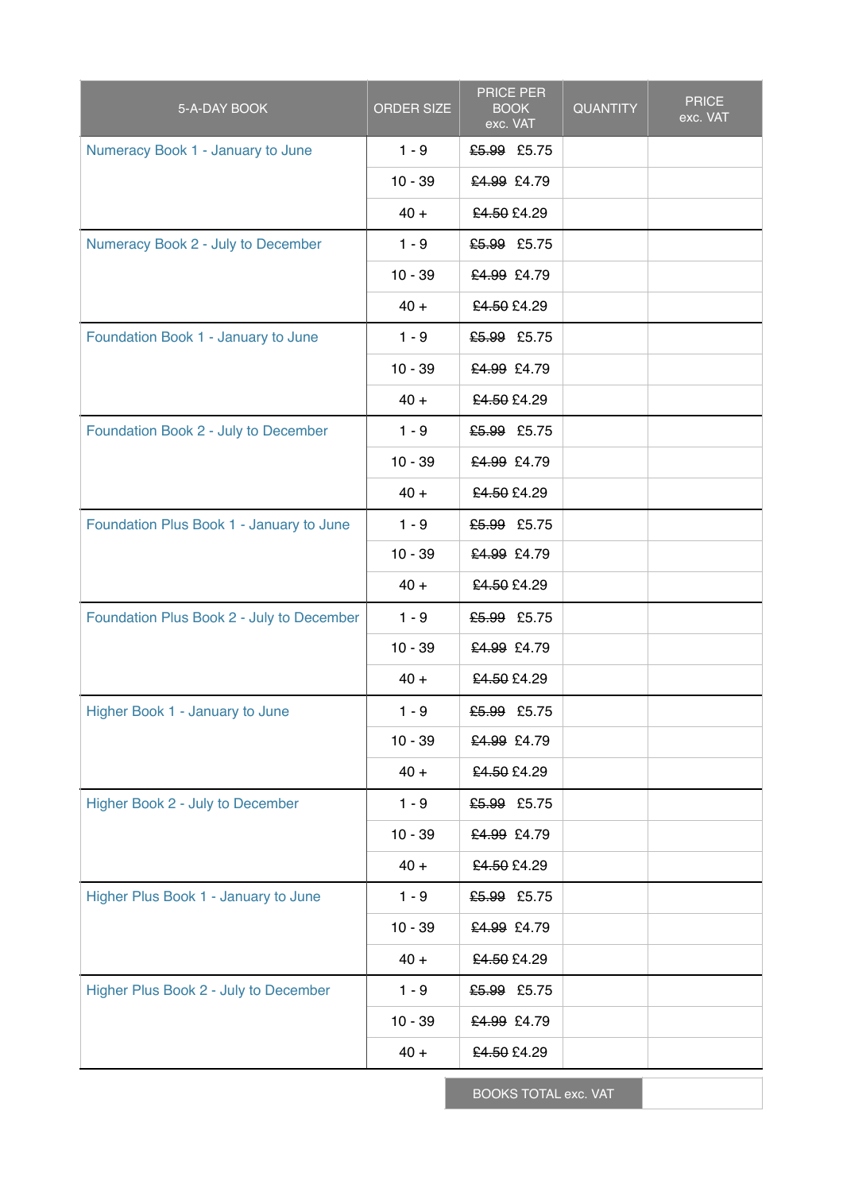| 5-A-DAY BOOK | ORDER SIZE | PRICE PER BOOK exc. VAT | QUANTITY | PRICE exc. VAT |
|---|---|---|---|---|
| Numeracy Book 1 - January to June | 1 - 9 | ~~£5.99~~ £5.75 | | |
| | 10 - 39 | ~~£4.99~~ £4.79 | | |
| | 40 + | ~~£4.50~~ £4.29 | | |
| Numeracy Book 2 - July to December | 1 - 9 | ~~£5.99~~ £5.75 | | |
| | 10 - 39 | ~~£4.99~~ £4.79 | | |
| | 40 + | ~~£4.50~~ £4.29 | | |
| Foundation Book 1 - January to June | 1 - 9 | ~~£5.99~~ £5.75 | | |
| | 10 - 39 | ~~£4.99~~ £4.79 | | |
| | 40 + | ~~£4.50~~ £4.29 | | |
| Foundation Book 2 - July to December | 1 - 9 | ~~£5.99~~ £5.75 | | |
| | 10 - 39 | ~~£4.99~~ £4.79 | | |
| | 40 + | ~~£4.50~~ £4.29 | | |
| Foundation Plus Book 1 - January to June | 1 - 9 | ~~£5.99~~ £5.75 | | |
| | 10 - 39 | ~~£4.99~~ £4.79 | | |
| | 40 + | ~~£4.50~~ £4.29 | | |
| Foundation Plus Book 2 - July to December | 1 - 9 | ~~£5.99~~ £5.75 | | |
| | 10 - 39 | ~~£4.99~~ £4.79 | | |
| | 40 + | ~~£4.50~~ £4.29 | | |
| Higher Book 1 - January to June | 1 - 9 | ~~£5.99~~ £5.75 | | |
| | 10 - 39 | ~~£4.99~~ £4.79 | | |
| | 40 + | ~~£4.50~~ £4.29 | | |
| Higher Book 2 - July to December | 1 - 9 | ~~£5.99~~ £5.75 | | |
| | 10 - 39 | ~~£4.99~~ £4.79 | | |
| | 40 + | ~~£4.50~~ £4.29 | | |
| Higher Plus Book 1 - January to June | 1 - 9 | ~~£5.99~~ £5.75 | | |
| | 10 - 39 | ~~£4.99~~ £4.79 | | |
| | 40 + | ~~£4.50~~ £4.29 | | |
| Higher Plus Book 2 - July to December | 1 - 9 | ~~£5.99~~ £5.75 | | |
| | 10 - 39 | ~~£4.99~~ £4.79 | | |
| | 40 + | ~~£4.50~~ £4.29 | | |

| BOOKS TOTAL exc. VAT | |
|---|---|